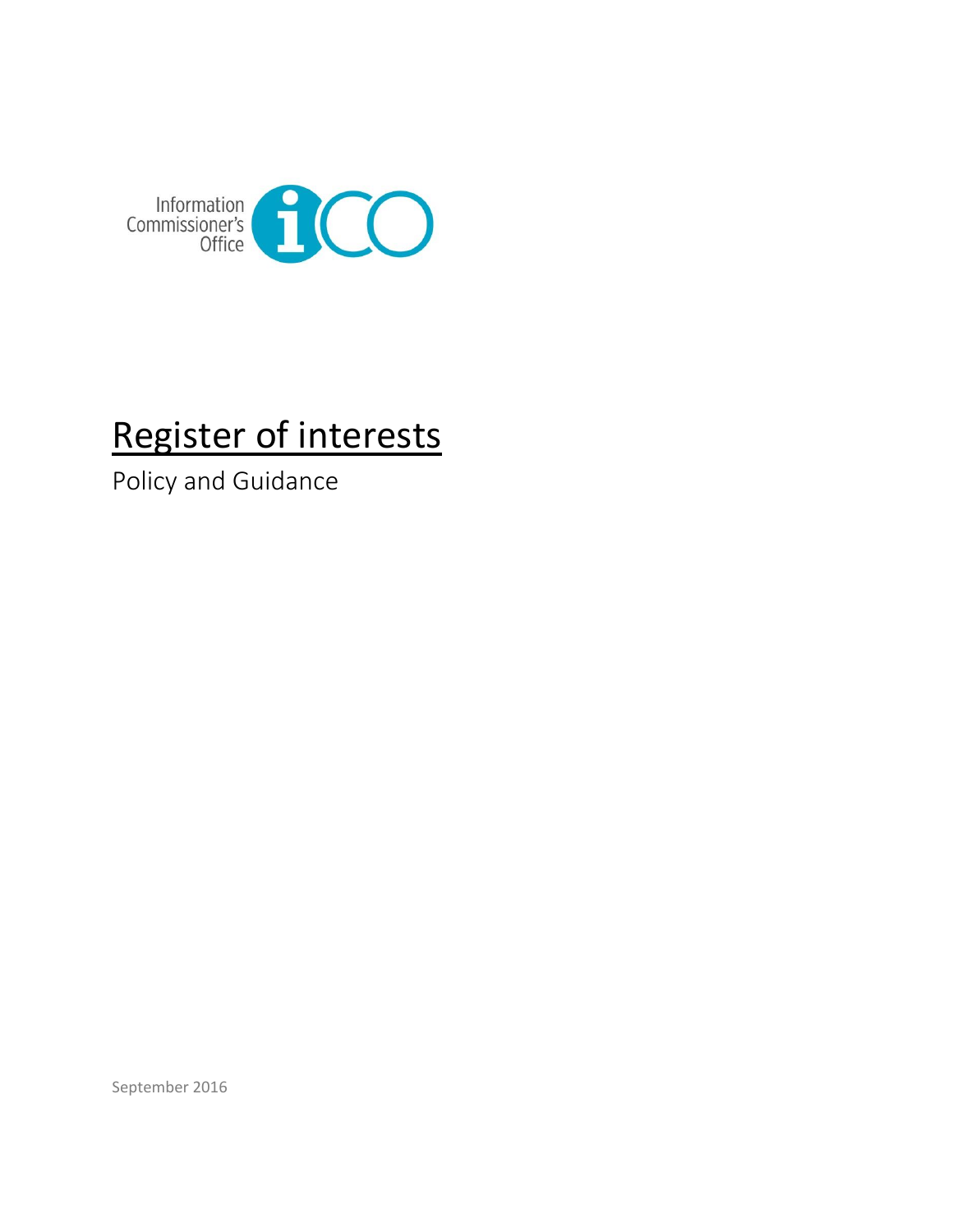Information Commissioner's Office

# Register of interests

Policy and Guidance

September 2016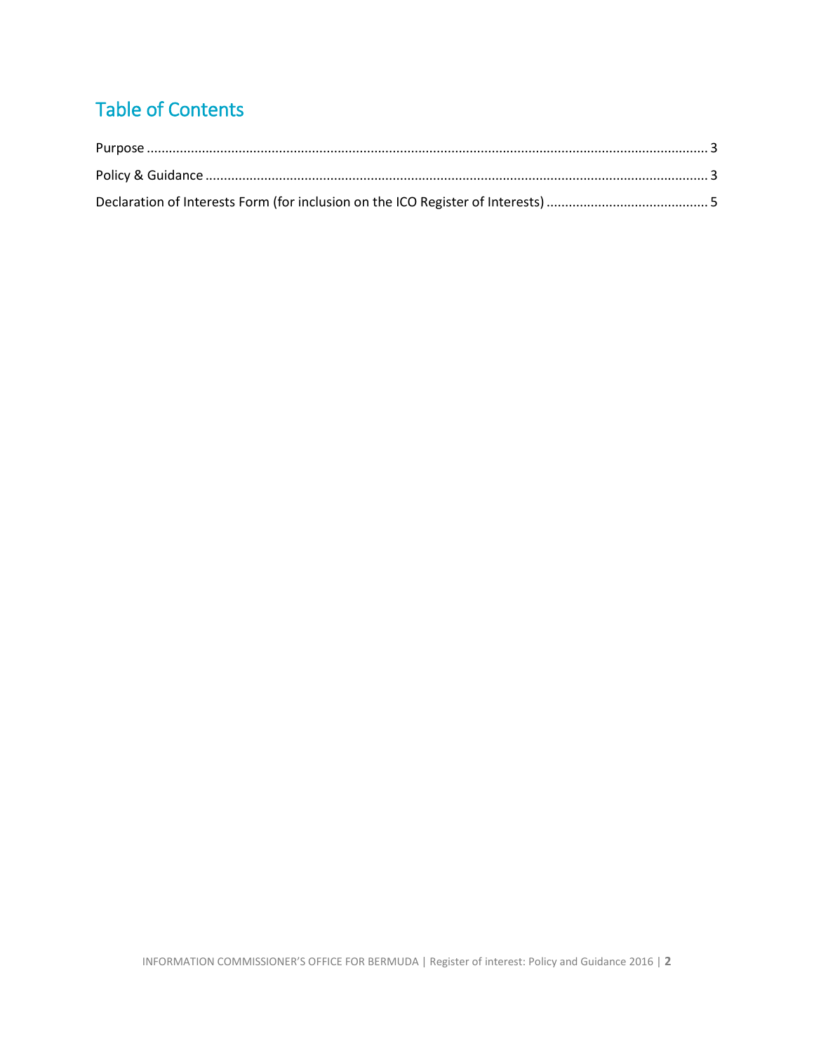# Table of Contents

Purpose ........................................................................................................................................... 3

Policy & Guidance ........................................................................................................................... 3

Declaration of Interests Form (for inclusion on the ICO Register of Interests) ............................................ 5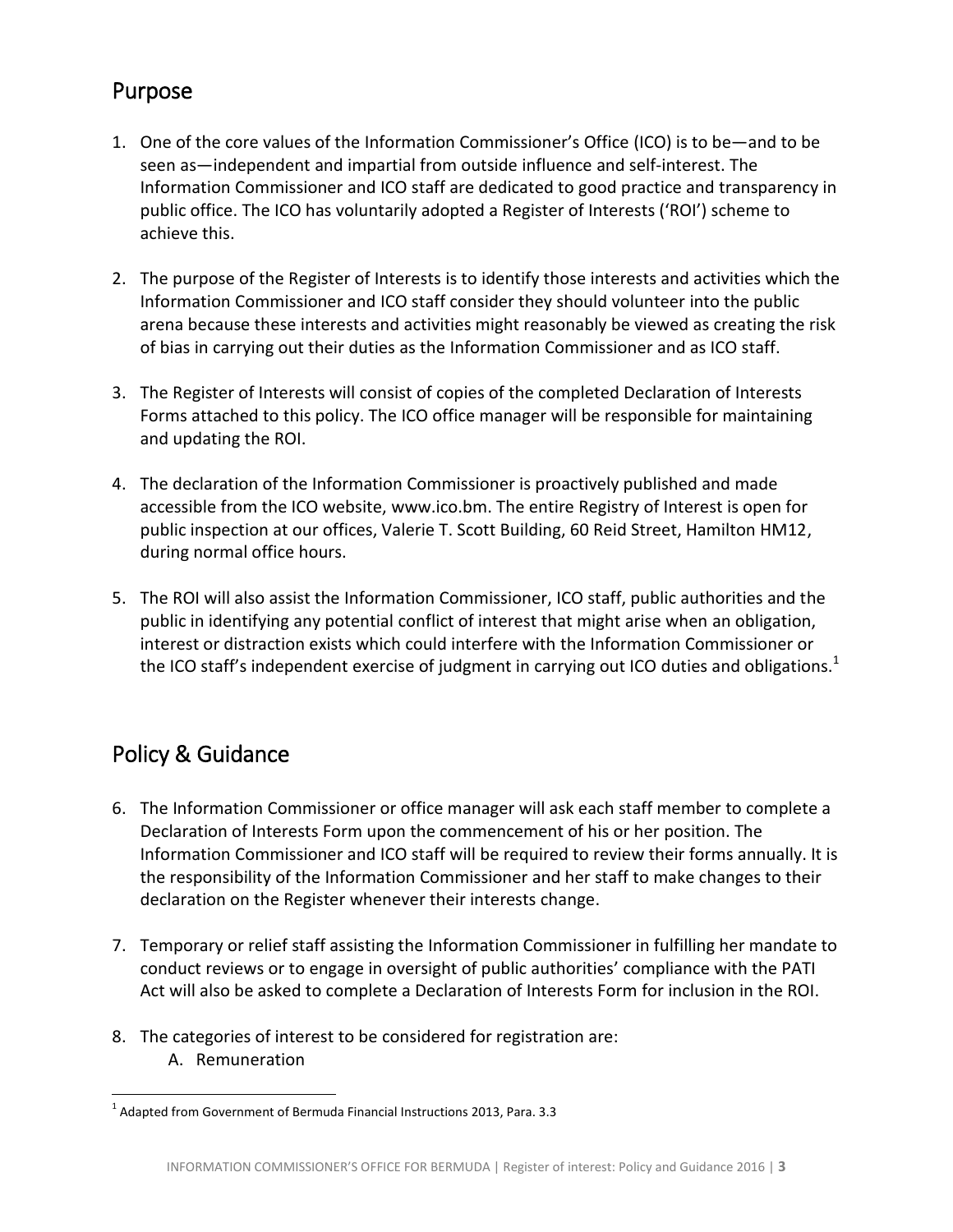## Purpose

1. One of the core values of the Information Commissioner's Office (ICO) is to be—and to be seen as—independent and impartial from outside influence and self-interest. The Information Commissioner and ICO staff are dedicated to good practice and transparency in public office. The ICO has voluntarily adopted a Register of Interests ('ROI') scheme to achieve this.

2. The purpose of the Register of Interests is to identify those interests and activities which the Information Commissioner and ICO staff consider they should volunteer into the public arena because these interests and activities might reasonably be viewed as creating the risk of bias in carrying out their duties as the Information Commissioner and as ICO staff.

3. The Register of Interests will consist of copies of the completed Declaration of Interests Forms attached to this policy. The ICO office manager will be responsible for maintaining and updating the ROI.

4. The declaration of the Information Commissioner is proactively published and made accessible from the ICO website, www.ico.bm. The entire Registry of Interest is open for public inspection at our offices, Valerie T. Scott Building, 60 Reid Street, Hamilton HM12, during normal office hours.

5. The ROI will also assist the Information Commissioner, ICO staff, public authorities and the public in identifying any potential conflict of interest that might arise when an obligation, interest or distraction exists which could interfere with the Information Commissioner or the ICO staff's independent exercise of judgment in carrying out ICO duties and obligations.[1]

## Policy & Guidance

6. The Information Commissioner or office manager will ask each staff member to complete a Declaration of Interests Form upon the commencement of his or her position. The Information Commissioner and ICO staff will be required to review their forms annually. It is the responsibility of the Information Commissioner and her staff to make changes to their declaration on the Register whenever their interests change.

7. Temporary or relief staff assisting the Information Commissioner in fulfilling her mandate to conduct reviews or to engage in oversight of public authorities' compliance with the PATI Act will also be asked to complete a Declaration of Interests Form for inclusion in the ROI.

8. The categories of interest to be considered for registration are:
   A. Remuneration

[1] Adapted from Government of Bermuda Financial Instructions 2013, Para. 3.3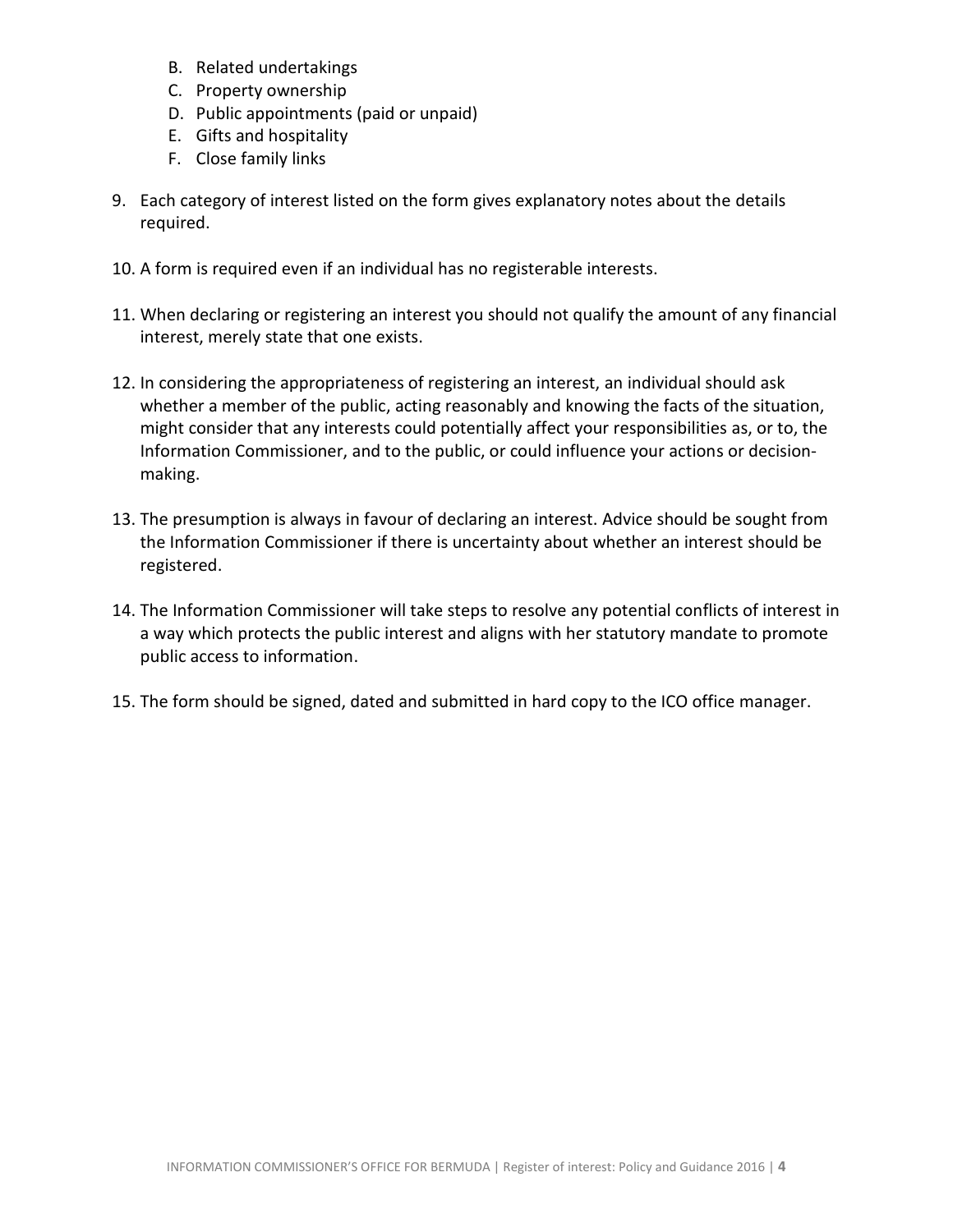B. Related undertakings
C. Property ownership
D. Public appointments (paid or unpaid)
E. Gifts and hospitality
F. Close family links

9. Each category of interest listed on the form gives explanatory notes about the details required.

10. A form is required even if an individual has no registerable interests.

11. When declaring or registering an interest you should not qualify the amount of any financial interest, merely state that one exists.

12. In considering the appropriateness of registering an interest, an individual should ask whether a member of the public, acting reasonably and knowing the facts of the situation, might consider that any interests could potentially affect your responsibilities as, or to, the Information Commissioner, and to the public, or could influence your actions or decision-making.

13. The presumption is always in favour of declaring an interest. Advice should be sought from the Information Commissioner if there is uncertainty about whether an interest should be registered.

14. The Information Commissioner will take steps to resolve any potential conflicts of interest in a way which protects the public interest and aligns with her statutory mandate to promote public access to information.

15. The form should be signed, dated and submitted in hard copy to the ICO office manager.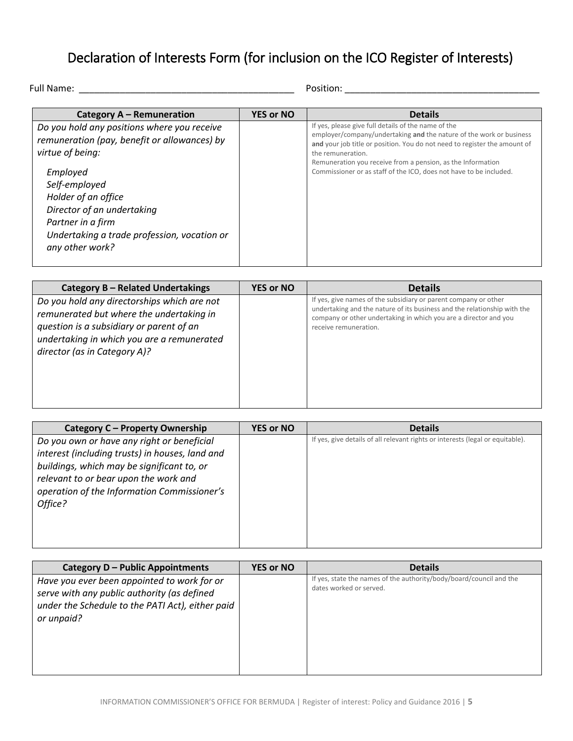# Declaration of Interests Form (for inclusion on the ICO Register of Interests)

Full Name: ___________________________________________ Position: ______________________________________

| Category A – Remuneration | YES or NO | Details |
|---|---|---|
| *Do you hold any positions where you receive remuneration (pay, benefit or allowances) by virtue of being:*<br><br>*Employed*<br>*Self-employed*<br>*Holder of an office*<br>*Director of an undertaking*<br>*Partner in a firm*<br>*Undertaking a trade profession, vocation or any other work?* | | If yes, please give full details of the name of the employer/company/undertaking **and** the nature of the work or business **and** your job title or position. You do not need to register the amount of the remuneration.<br>Remuneration you receive from a pension, as the Information Commissioner or as staff of the ICO, does not have to be included. |

| Category B – Related Undertakings | YES or NO | Details |
|---|---|---|
| *Do you hold any directorships which are not remunerated but where the undertaking in question is a subsidiary or parent of an undertaking in which you are a remunerated director (as in Category A)?* | | If yes, give names of the subsidiary or parent company or other undertaking and the nature of its business and the relationship with the company or other undertaking in which you are a director and you receive remuneration. |

| Category C – Property Ownership | YES or NO | Details |
|---|---|---|
| *Do you own or have any right or beneficial interest (including trusts) in houses, land and buildings, which may be significant to, or relevant to or bear upon the work and operation of the Information Commissioner's Office?* | | If yes, give details of all relevant rights or interests (legal or equitable). |

| Category D – Public Appointments | YES or NO | Details |
|---|---|---|
| *Have you ever been appointed to work for or serve with any public authority (as defined under the Schedule to the PATI Act), either paid or unpaid?* | | If yes, state the names of the authority/body/board/council and the dates worked or served. |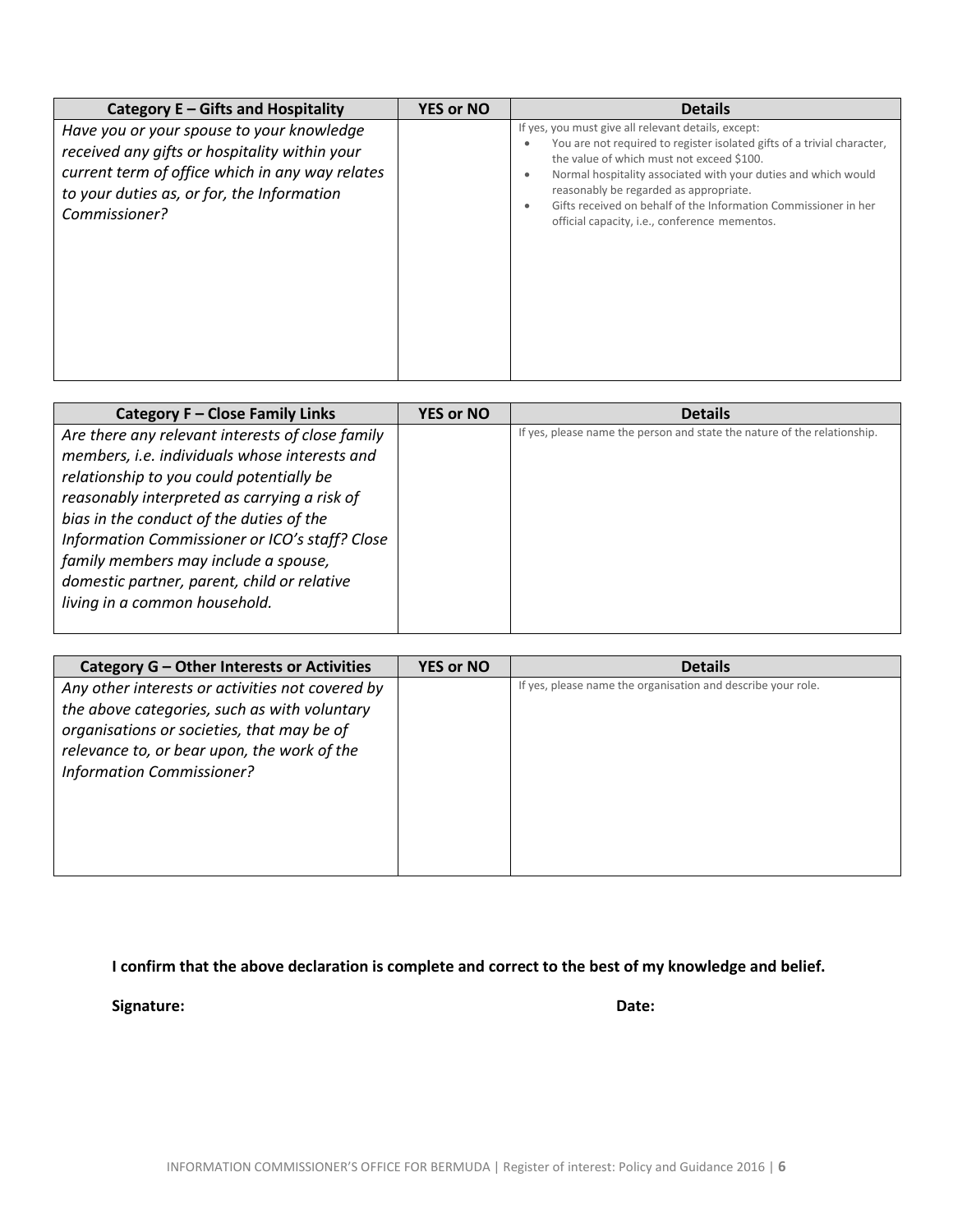| Category E – Gifts and Hospitality | YES or NO | Details |
| --- | --- | --- |
| *Have you or your spouse to your knowledge received any gifts or hospitality within your current term of office which in any way relates to your duties as, or for, the Information Commissioner?* | | If yes, you must give all relevant details, except:<br>• You are not required to register isolated gifts of a trivial character, the value of which must not exceed $100.<br>• Normal hospitality associated with your duties and which would reasonably be regarded as appropriate.<br>• Gifts received on behalf of the Information Commissioner in her official capacity, i.e., conference mementos. |

| Category F – Close Family Links | YES or NO | Details |
| --- | --- | --- |
| *Are there any relevant interests of close family members, i.e. individuals whose interests and relationship to you could potentially be reasonably interpreted as carrying a risk of bias in the conduct of the duties of the Information Commissioner or ICO's staff? Close family members may include a spouse, domestic partner, parent, child or relative living in a common household.* | | If yes, please name the person and state the nature of the relationship. |

| Category G – Other Interests or Activities | YES or NO | Details |
| --- | --- | --- |
| *Any other interests or activities not covered by the above categories, such as with voluntary organisations or societies, that may be of relevance to, or bear upon, the work of the Information Commissioner?* | | If yes, please name the organisation and describe your role. |

**I confirm that the above declaration is complete and correct to the best of my knowledge and belief.**

**Signature:** **Date:**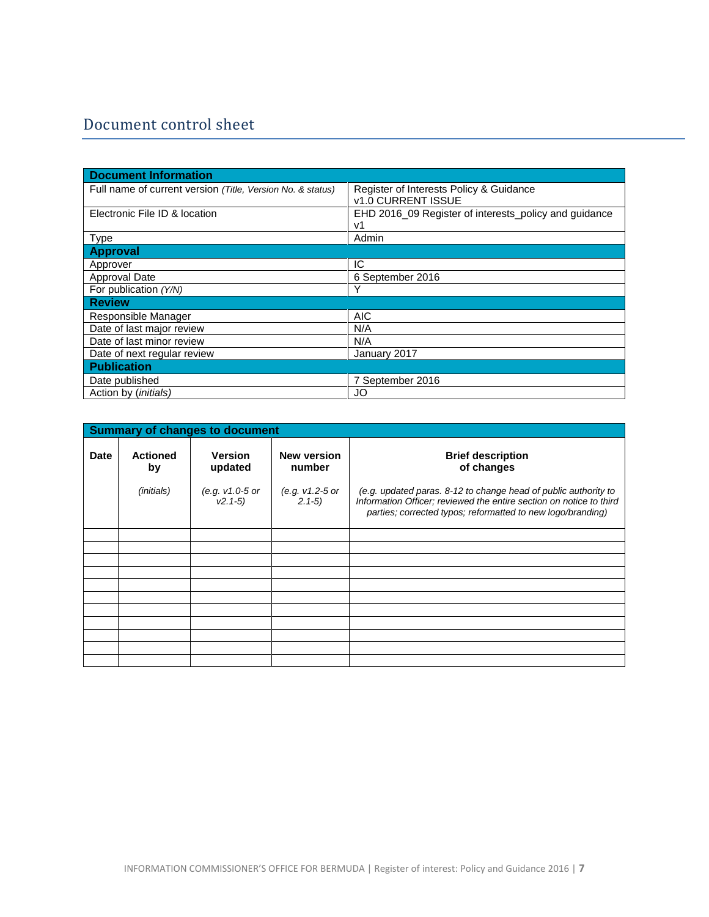## Document control sheet

| Document Information | |
|---|---|
| Full name of current version *(Title, Version No. & status)* | Register of Interests Policy & Guidance v1.0 CURRENT ISSUE |
| Electronic File ID & location | EHD 2016_09 Register of interests_policy and guidance v1 |
| Type | Admin |
| **Approval** | |
| Approver | IC |
| Approval Date | 6 September 2016 |
| For publication *(Y/N)* | Y |
| **Review** | |
| Responsible Manager | AIC |
| Date of last major review | N/A |
| Date of last minor review | N/A |
| Date of next regular review | January 2017 |
| **Publication** | |
| Date published | 7 September 2016 |
| Action by (*initials*) | JO |

**Summary of changes to document**

| Date | Actioned by *(initials)* | Version updated *(e.g. v1.0-5 or v2.1-5)* | New version number *(e.g. v1.2-5 or 2.1-5)* | Brief description of changes *(e.g. updated paras. 8-12 to change head of public authority to Information Officer; reviewed the entire section on notice to third parties; corrected typos; reformatted to new logo/branding)* |
|---|---|---|---|---|
| | | | | |
| | | | | |
| | | | | |
| | | | | |
| | | | | |
| | | | | |
| | | | | |
| | | | | |
| | | | | |
| | | | | |
| | | | | |